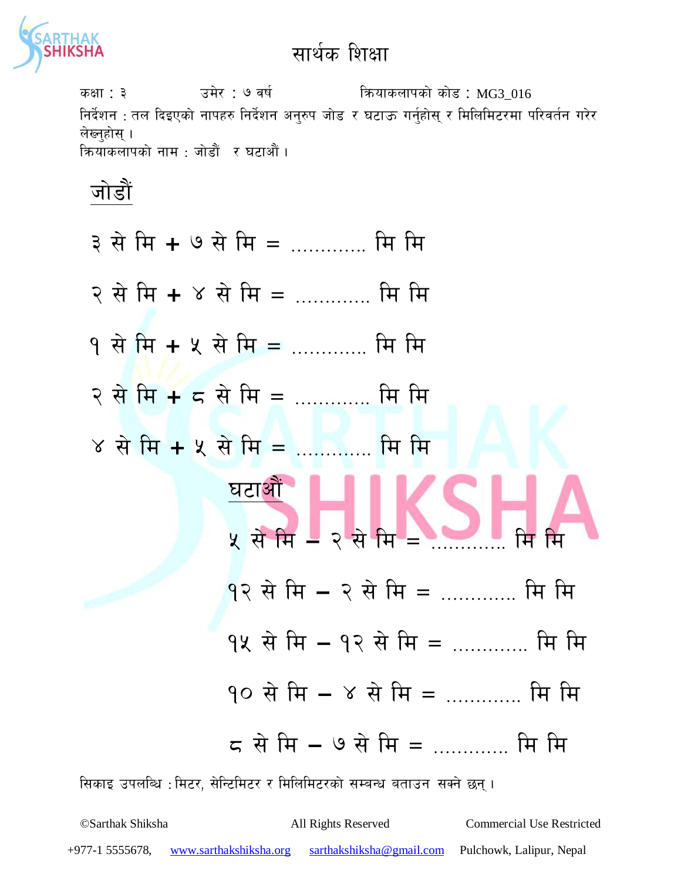# सार्थक शिक्षा

कक्षा : ३ उमेर : ७ वर्ष क्रियाकलापको कोड : MG3_016

निर्देशन : तल दिइएको नापहरु निर्देशन अनुरुप जोड र घटाऊ गर्नुहोस् र मिलिमिटरमा परिवर्तन गरेर लेख्नुहोस् ।

क्रियाकलापको नाम : जोडौं र घटाऔं ।

## जोडौं

३ से मि + ७ से मि = ............ मि मि

२ से मि + ४ से मि = ............ मि मि

१ से मि + ५ से मि = ............ मि मि

२ से मि + ८ से मि = ............ मि मि

४ से मि + ५ से मि = ............ मि मि

## घटाऔं

५ से मि – २ से मि = ............ मि मि

१२ से मि – २ से मि = ............ मि मि

१५ से मि – १२ से मि = ............ मि मि

१० से मि – ४ से मि = ............ मि मि

८ से मि – ७ से मि = ............ मि मि

सिकाइ उपलब्धि : मिटर, सेन्टिमिटर र मिलिमिटरको सम्बन्ध बताउन सक्ने छन् ।

©Sarthak Shiksha All Rights Reserved Commercial Use Restricted

+977-1 5555678, www.sarthakshiksha.org sarthakshiksha@gmail.com Pulchowk, Lalipur, Nepal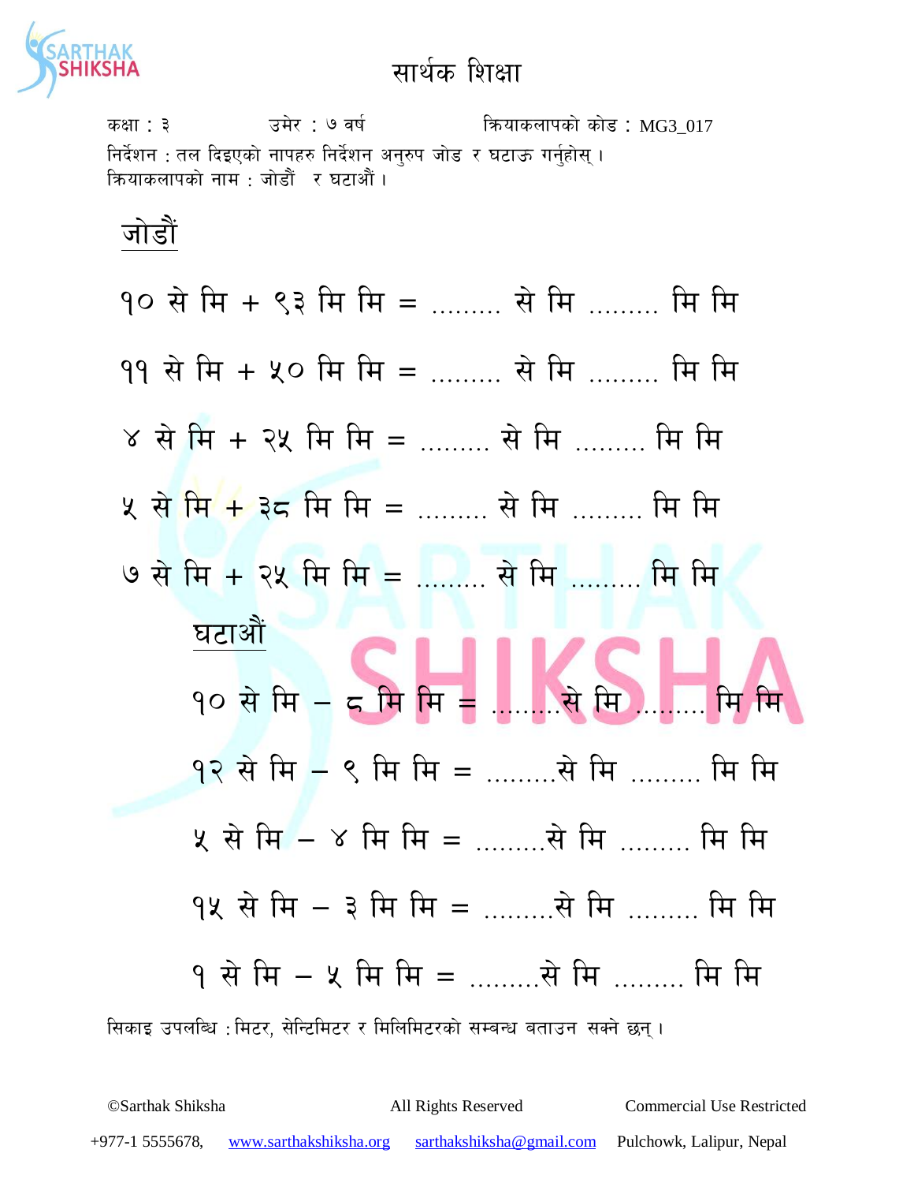सार्थक शिक्षा

कक्षा : ३ उमेर : ७ वर्ष क्रियाकलापको कोड : MG3_017

निर्देशन : तल दिइएको नापहरु निर्देशन अनुरुप जोड र घटाऊ गर्नुहोस् ।

क्रियाकलापको नाम : जोडौं र घटाऔं ।

## जोडौं

१० से मि + ९३ मि मि = ......... से मि ......... मि मि

११ से मि + ५० मि मि = ......... से मि ......... मि मि

४ से मि + २५ मि मि = ......... से मि ......... मि मि

५ से मि + ३८ मि मि = ......... से मि ......... मि मि

७ से मि + २५ मि मि = ......... से मि ......... मि मि

## घटाऔं

१० से मि – ८ मि मि = .........से मि ......... मि मि

१२ से मि – ९ मि मि = .........से मि ......... मि मि

५ से मि – ४ मि मि = .........से मि ......... मि मि

१५ से मि – ३ मि मि = .........से मि ......... मि मि

१ से मि – ५ मि मि = .........से मि ......... मि मि

सिकाइ उपलब्धि : मिटर, सेन्टिमिटर र मिलिमिटरको सम्बन्ध बताउन सक्ने छन् ।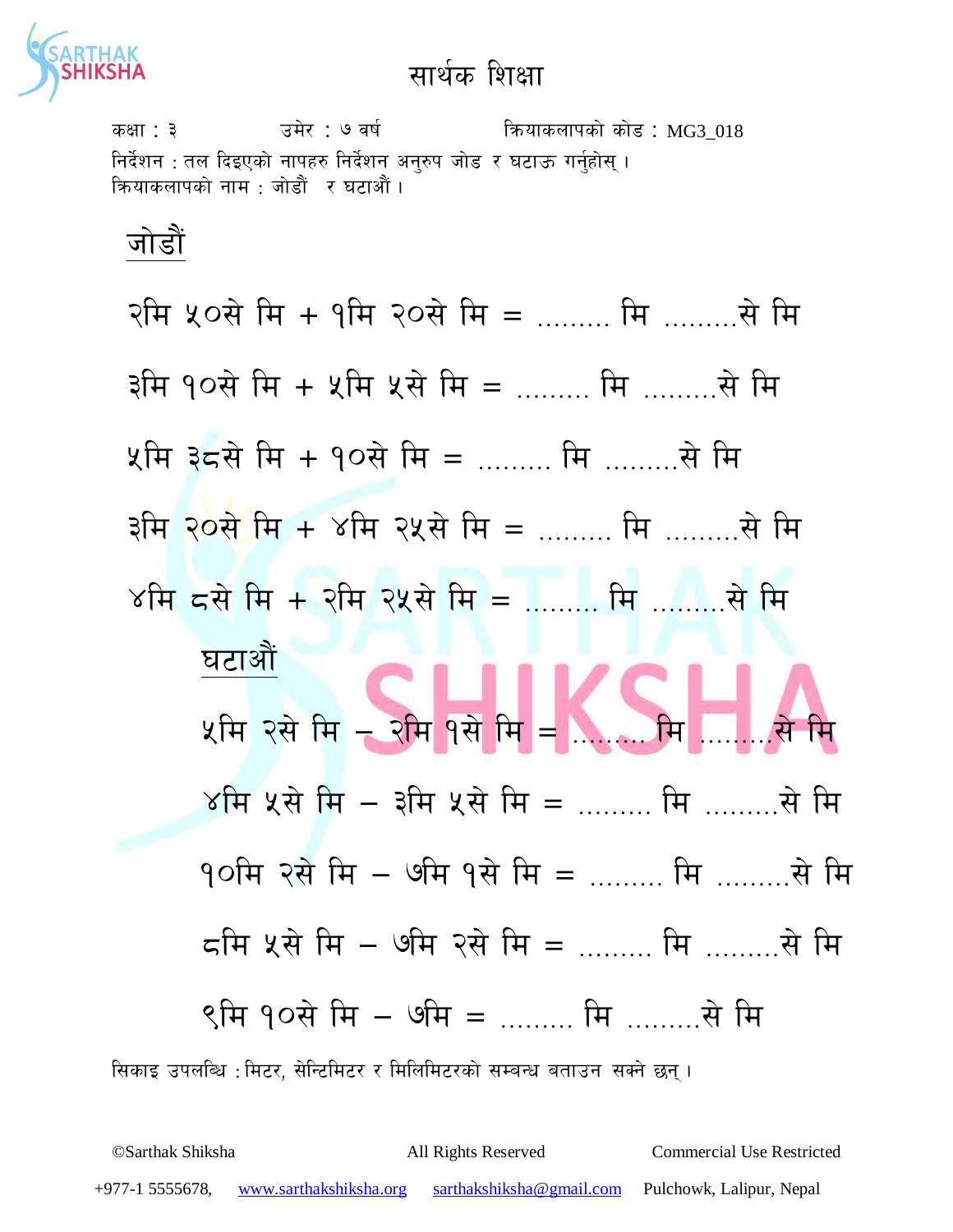# सार्थक शिक्षा

कक्षा : ३ उमेर : ७ वर्ष क्रियाकलापको कोड : MG3_018

निर्देशन : तल दिइएको नापहरु निर्देशन अनुरुप जोड र घटाऊ गर्नुहोस् ।

क्रियाकलापको नाम : जोडौं र घटाऔं ।

## जोडौं

२मि ५०से मि + १मि २०से मि = ......... मि .........से मि

३मि १०से मि + ५मि ५से मि = ......... मि .........से मि

५मि ३८से मि + १०से मि = ......... मि .........से मि

३मि २०से मि + ४मि २५से मि = ......... मि .........से मि

४मि ८से मि + २मि २५से मि = ......... मि .........से मि

## घटाऔं

५मि २से मि – २मि १से मि = ......... मि .........से मि

४मि ५से मि – ३मि ५से मि = ......... मि .........से मि

१०मि २से मि – ७मि १से मि = ......... मि .........से मि

८मि ५से मि – ७मि २से मि = ......... मि .........से मि

९मि १०से मि – ७मि = ......... मि .........से मि

सिकाइ उपलब्धि : मिटर, सेन्टिमिटर र मिलिमिटरको सम्बन्ध बताउन सक्ने छन् ।

©Sarthak Shiksha All Rights Reserved Commercial Use Restricted

+977-1 5555678, www.sarthakshiksha.org sarthakshiksha@gmail.com Pulchowk, Lalipur, Nepal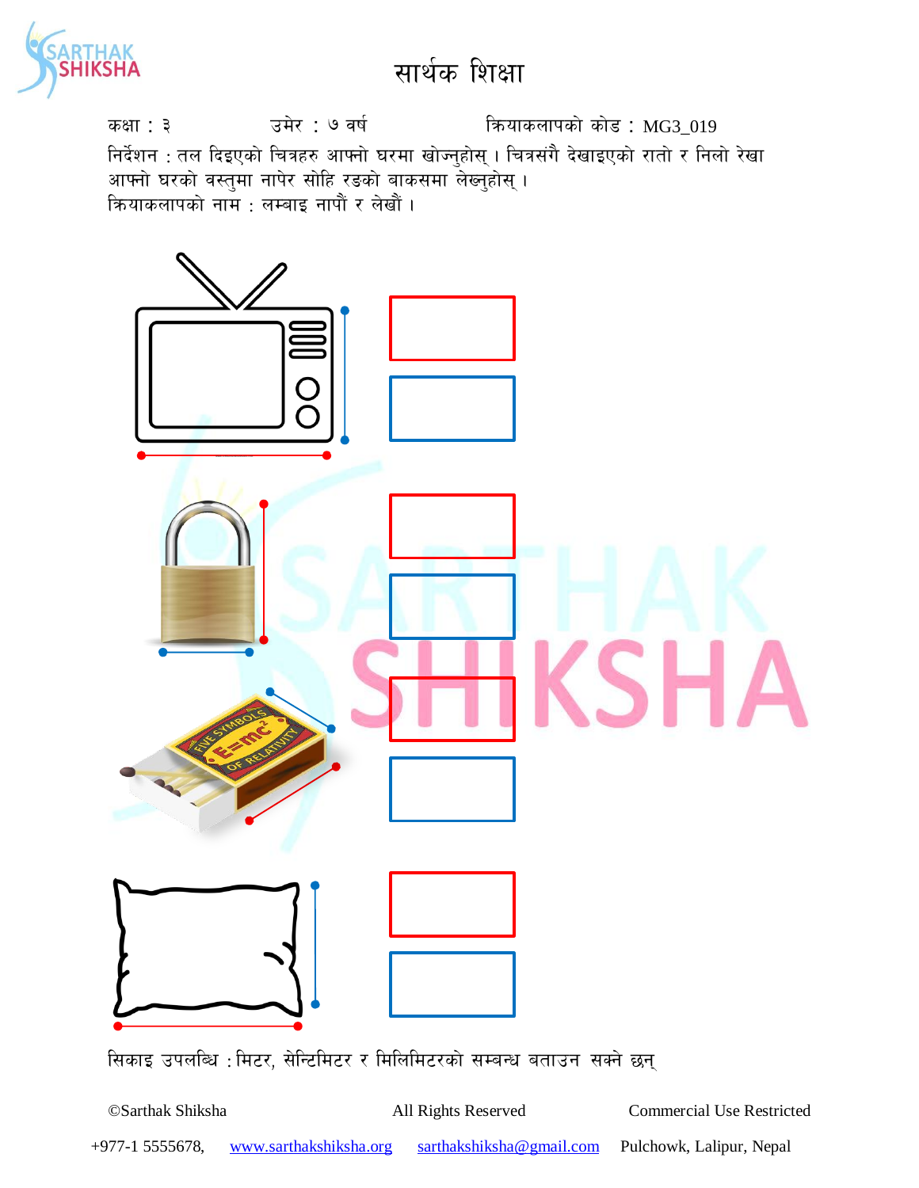# सार्थक शिक्षा

कक्षा : ३ उमेर : ७ वर्ष क्रियाकलापको कोड : MG3_019

निर्देशन : तल दिइएको चित्रहरु आफ्नो घरमा खोज्नुहोस् । चित्रसंगै देखाइएको रातो र निलो रेखा आफ्नो घरको वस्तुमा नापेर सोहि रङको बाकसमा लेख्नुहोस् ।

क्रियाकलापको नाम : लम्बाइ नापौं र लेखौं ।

सिकाइ उपलब्धि : मिटर, सेन्टिमिटर र मिलिमिटरको सम्बन्ध बताउन सक्ने छन्

©Sarthak Shiksha All Rights Reserved Commercial Use Restricted

+977-1 5555678, www.sarthakshiksha.org sarthakshiksha@gmail.com Pulchowk, Lalipur, Nepal